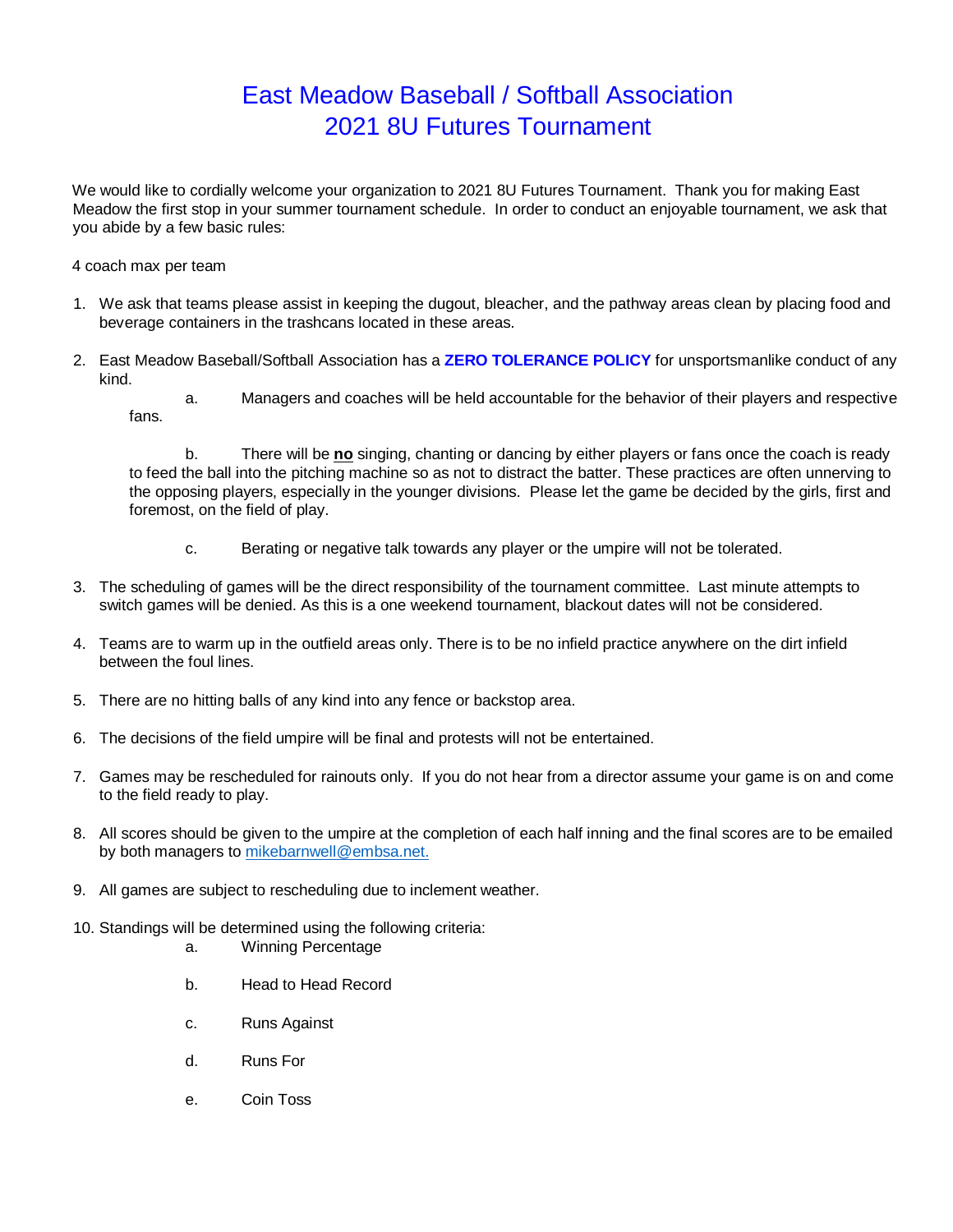# East Meadow Baseball / Softball Association
# 2021 8U Futures Tournament

We would like to cordially welcome your organization to 2021 8U Futures Tournament. Thank you for making East Meadow the first stop in your summer tournament schedule. In order to conduct an enjoyable tournament, we ask that you abide by a few basic rules:

4 coach max per team

1. We ask that teams please assist in keeping the dugout, bleacher, and the pathway areas clean by placing food and beverage containers in the trashcans located in these areas.

2. East Meadow Baseball/Softball Association has a **ZERO TOLERANCE POLICY** for unsportsmanlike conduct of any kind.

   a. Managers and coaches will be held accountable for the behavior of their players and respective fans.

   b. There will be **no** singing, chanting or dancing by either players or fans once the coach is ready to feed the ball into the pitching machine so as not to distract the batter. These practices are often unnerving to the opposing players, especially in the younger divisions. Please let the game be decided by the girls, first and foremost, on the field of play.

   c. Berating or negative talk towards any player or the umpire will not be tolerated.

3. The scheduling of games will be the direct responsibility of the tournament committee. Last minute attempts to switch games will be denied. As this is a one weekend tournament, blackout dates will not be considered.

4. Teams are to warm up in the outfield areas only. There is to be no infield practice anywhere on the dirt infield between the foul lines.

5. There are no hitting balls of any kind into any fence or backstop area.

6. The decisions of the field umpire will be final and protests will not be entertained.

7. Games may be rescheduled for rainouts only. If you do not hear from a director assume your game is on and come to the field ready to play.

8. All scores should be given to the umpire at the completion of each half inning and the final scores are to be emailed by both managers to mikebarnwell@embsa.net.

9. All games are subject to rescheduling due to inclement weather.

10. Standings will be determined using the following criteria:

    a. Winning Percentage

    b. Head to Head Record

    c. Runs Against

    d. Runs For

    e. Coin Toss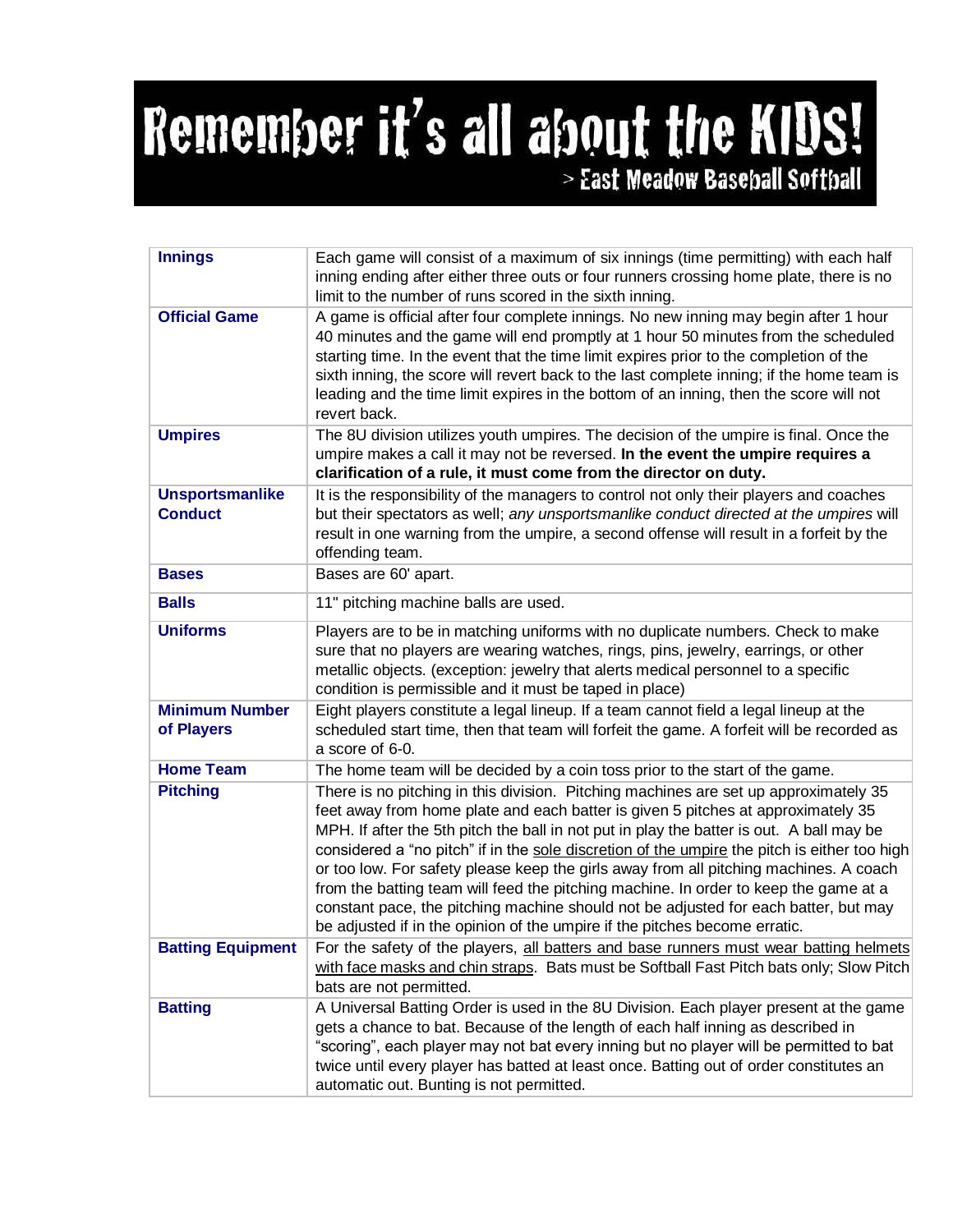# Remember it's all about the KIDS!

> East Meadow Baseball Softball

| | |
|---|---|
| **Innings** | Each game will consist of a maximum of six innings (time permitting) with each half inning ending after either three outs or four runners crossing home plate, there is no limit to the number of runs scored in the sixth inning. |
| **Official Game** | A game is official after four complete innings. No new inning may begin after 1 hour 40 minutes and the game will end promptly at 1 hour 50 minutes from the scheduled starting time. In the event that the time limit expires prior to the completion of the sixth inning, the score will revert back to the last complete inning; if the home team is leading and the time limit expires in the bottom of an inning, then the score will not revert back. |
| **Umpires** | The 8U division utilizes youth umpires. The decision of the umpire is final. Once the umpire makes a call it may not be reversed. **In the event the umpire requires a clarification of a rule, it must come from the director on duty.** |
| **Unsportsmanlike Conduct** | It is the responsibility of the managers to control not only their players and coaches but their spectators as well; *any unsportsmanlike conduct directed at the umpires* will result in one warning from the umpire, a second offense will result in a forfeit by the offending team. |
| **Bases** | Bases are 60' apart. |
| **Balls** | 11" pitching machine balls are used. |
| **Uniforms** | Players are to be in matching uniforms with no duplicate numbers. Check to make sure that no players are wearing watches, rings, pins, jewelry, earrings, or other metallic objects. (exception: jewelry that alerts medical personnel to a specific condition is permissible and it must be taped in place) |
| **Minimum Number of Players** | Eight players constitute a legal lineup. If a team cannot field a legal lineup at the scheduled start time, then that team will forfeit the game. A forfeit will be recorded as a score of 6-0. |
| **Home Team** | The home team will be decided by a coin toss prior to the start of the game. |
| **Pitching** | There is no pitching in this division. Pitching machines are set up approximately 35 feet away from home plate and each batter is given 5 pitches at approximately 35 MPH. If after the 5th pitch the ball in not put in play the batter is out. A ball may be considered a "no pitch" if in the sole discretion of the umpire the pitch is either too high or too low. For safety please keep the girls away from all pitching machines. A coach from the batting team will feed the pitching machine. In order to keep the game at a constant pace, the pitching machine should not be adjusted for each batter, but may be adjusted if in the opinion of the umpire if the pitches become erratic. |
| **Batting Equipment** | For the safety of the players, all batters and base runners must wear batting helmets with face masks and chin straps. Bats must be Softball Fast Pitch bats only; Slow Pitch bats are not permitted. |
| **Batting** | A Universal Batting Order is used in the 8U Division. Each player present at the game gets a chance to bat. Because of the length of each half inning as described in "scoring", each player may not bat every inning but no player will be permitted to bat twice until every player has batted at least once. Batting out of order constitutes an automatic out. Bunting is not permitted. |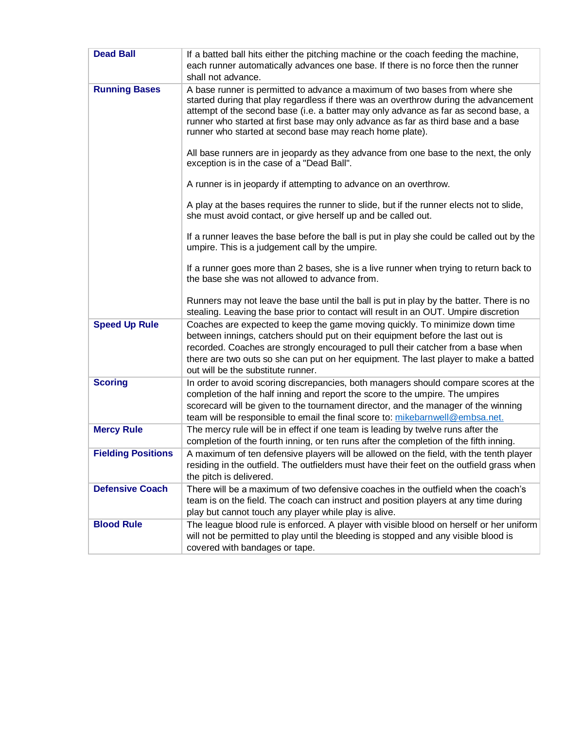| | |
|---|---|
| **Dead Ball** | If a batted ball hits either the pitching machine or the coach feeding the machine, each runner automatically advances one base. If there is no force then the runner shall not advance. |
| **Running Bases** | A base runner is permitted to advance a maximum of two bases from where she started during that play regardless if there was an overthrow during the advancement attempt of the second base (i.e. a batter may only advance as far as second base, a runner who started at first base may only advance as far as third base and a base runner who started at second base may reach home plate).<br><br>All base runners are in jeopardy as they advance from one base to the next, the only exception is in the case of a "Dead Ball".<br><br>A runner is in jeopardy if attempting to advance on an overthrow.<br><br>A play at the bases requires the runner to slide, but if the runner elects not to slide, she must avoid contact, or give herself up and be called out.<br><br>If a runner leaves the base before the ball is put in play she could be called out by the umpire. This is a judgement call by the umpire.<br><br>If a runner goes more than 2 bases, she is a live runner when trying to return back to the base she was not allowed to advance from.<br><br>Runners may not leave the base until the ball is put in play by the batter. There is no stealing. Leaving the base prior to contact will result in an OUT. Umpire discretion |
| **Speed Up Rule** | Coaches are expected to keep the game moving quickly. To minimize down time between innings, catchers should put on their equipment before the last out is recorded. Coaches are strongly encouraged to pull their catcher from a base when there are two outs so she can put on her equipment. The last player to make a batted out will be the substitute runner. |
| **Scoring** | In order to avoid scoring discrepancies, both managers should compare scores at the completion of the half inning and report the score to the umpire. The umpires scorecard will be given to the tournament director, and the manager of the winning team will be responsible to email the final score to: mikebarnwell@embsa.net. |
| **Mercy Rule** | The mercy rule will be in effect if one team is leading by twelve runs after the completion of the fourth inning, or ten runs after the completion of the fifth inning. |
| **Fielding Positions** | A maximum of ten defensive players will be allowed on the field, with the tenth player residing in the outfield. The outfielders must have their feet on the outfield grass when the pitch is delivered. |
| **Defensive Coach** | There will be a maximum of two defensive coaches in the outfield when the coach's team is on the field. The coach can instruct and position players at any time during play but cannot touch any player while play is alive. |
| **Blood Rule** | The league blood rule is enforced. A player with visible blood on herself or her uniform will not be permitted to play until the bleeding is stopped and any visible blood is covered with bandages or tape. |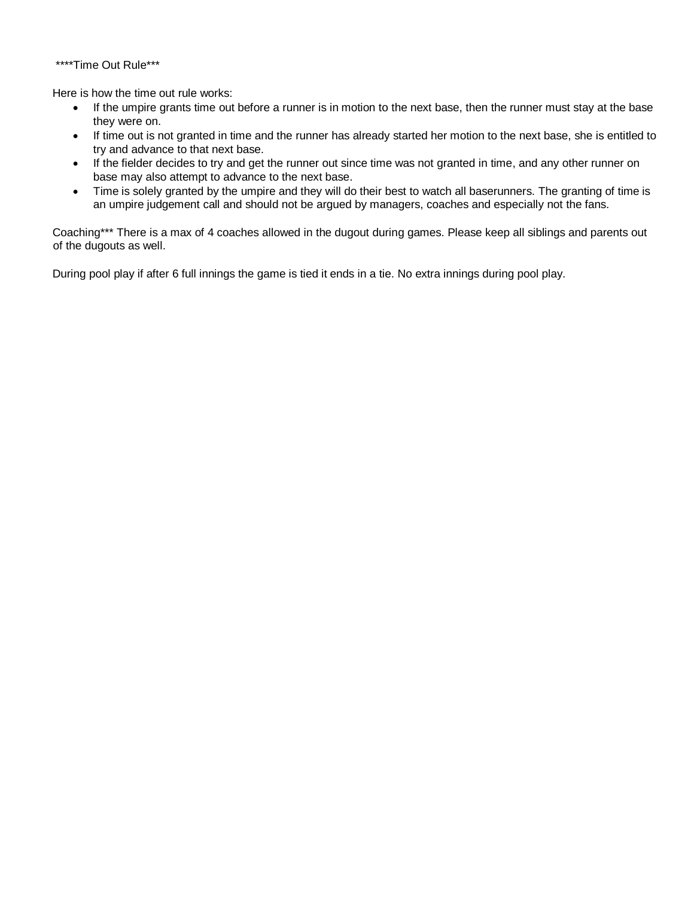****Time Out Rule***

Here is how the time out rule works:

- If the umpire grants time out before a runner is in motion to the next base, then the runner must stay at the base they were on.
- If time out is not granted in time and the runner has already started her motion to the next base, she is entitled to try and advance to that next base.
- If the fielder decides to try and get the runner out since time was not granted in time, and any other runner on base may also attempt to advance to the next base.
- Time is solely granted by the umpire and they will do their best to watch all baserunners. The granting of time is an umpire judgement call and should not be argued by managers, coaches and especially not the fans.

Coaching*** There is a max of 4 coaches allowed in the dugout during games. Please keep all siblings and parents out of the dugouts as well.

During pool play if after 6 full innings the game is tied it ends in a tie. No extra innings during pool play.